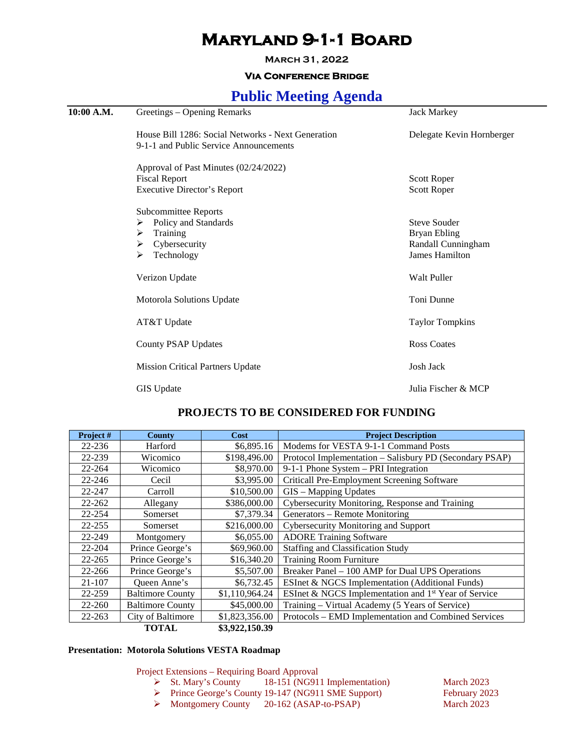# Maryland 9-1-1 Board

**March 31, 2022**

**Via Conference Bridge**

## Public Meeting Agenda

| | | |
|---|---|---|
| **10:00 A.M.** | Greetings – Opening Remarks | Jack Markey |
| | House Bill 1286: Social Networks - Next Generation 9-1-1 and Public Service Announcements | Delegate Kevin Hornberger |
| | Approval of Past Minutes (02/24/2022) | |
| | Fiscal Report | Scott Roper |
| | Executive Director's Report | Scott Roper |
| | Subcommittee Reports | |
| | ➢ Policy and Standards | Steve Souder |
| | ➢ Training | Bryan Ebling |
| | ➢ Cybersecurity | Randall Cunningham |
| | ➢ Technology | James Hamilton |
| | Verizon Update | Walt Puller |
| | Motorola Solutions Update | Toni Dunne |
| | AT&T Update | Taylor Tompkins |
| | County PSAP Updates | Ross Coates |
| | Mission Critical Partners Update | Josh Jack |
| | GIS Update | Julia Fischer & MCP |

### PROJECTS TO BE CONSIDERED FOR FUNDING

| Project # | County | Cost | Project Description |
|---|---|---|---|
| 22-236 | Harford | $6,895.16 | Modems for VESTA 9-1-1 Command Posts |
| 22-239 | Wicomico | $198,496.00 | Protocol Implementation – Salisbury PD (Secondary PSAP) |
| 22-264 | Wicomico | $8,970.00 | 9-1-1 Phone System – PRI Integration |
| 22-246 | Cecil | $3,995.00 | Criticall Pre-Employment Screening Software |
| 22-247 | Carroll | $10,500.00 | GIS – Mapping Updates |
| 22-262 | Allegany | $386,000.00 | Cybersecurity Monitoring, Response and Training |
| 22-254 | Somerset | $7,379.34 | Generators – Remote Monitoring |
| 22-255 | Somerset | $216,000.00 | Cybersecurity Monitoring and Support |
| 22-249 | Montgomery | $6,055.00 | ADORE Training Software |
| 22-204 | Prince George's | $69,960.00 | Staffing and Classification Study |
| 22-265 | Prince George's | $16,340.20 | Training Room Furniture |
| 22-266 | Prince George's | $5,507.00 | Breaker Panel – 100 AMP for Dual UPS Operations |
| 21-107 | Queen Anne's | $6,732.45 | ESInet & NGCS Implementation (Additional Funds) |
| 22-259 | Baltimore County | $1,110,964.24 | ESInet & NGCS Implementation and 1st Year of Service |
| 22-260 | Baltimore County | $45,000.00 | Training – Virtual Academy (5 Years of Service) |
| 22-263 | City of Baltimore | $1,823,356.00 | Protocols – EMD Implementation and Combined Services |
| | **TOTAL** | **$3,922,150.39** | |

**Presentation: Motorola Solutions VESTA Roadmap**

Project Extensions – Requiring Board Approval

- St. Mary's County 18-151 (NG911 Implementation) March 2023
- Prince George's County 19-147 (NG911 SME Support) February 2023
- Montgomery County 20-162 (ASAP-to-PSAP) March 2023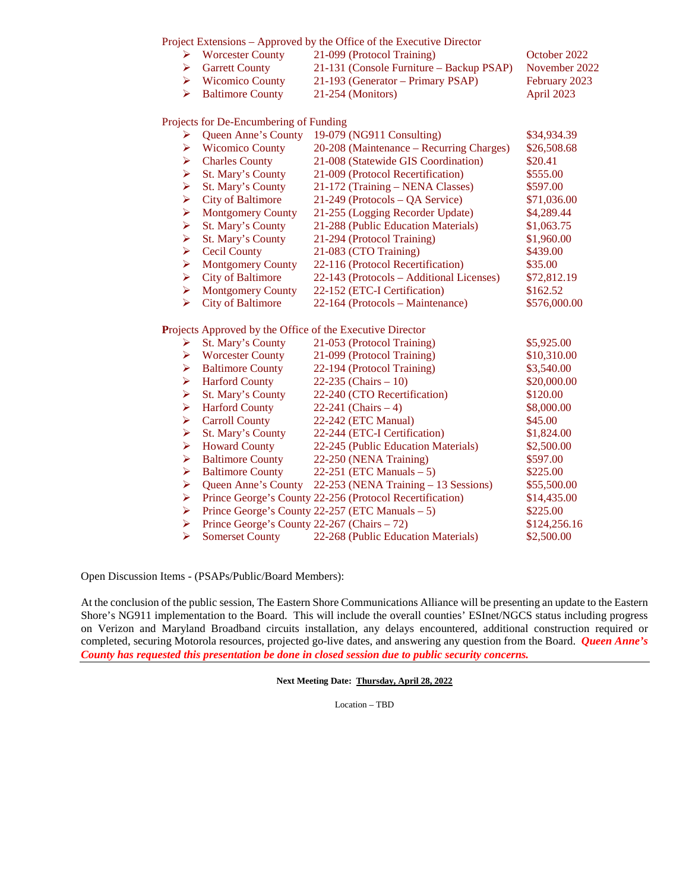Project Extensions – Approved by the Office of the Executive Director

| | | |
|---|---|---|
| ➢ Worcester County | 21-099 (Protocol Training) | October 2022 |
| ➢ Garrett County | 21-131 (Console Furniture – Backup PSAP) | November 2022 |
| ➢ Wicomico County | 21-193 (Generator – Primary PSAP) | February 2023 |
| ➢ Baltimore County | 21-254 (Monitors) | April 2023 |

Projects for De-Encumbering of Funding

| | | |
|---|---|---|
| ➢ Queen Anne's County | 19-079 (NG911 Consulting) | $34,934.39 |
| ➢ Wicomico County | 20-208 (Maintenance – Recurring Charges) | $26,508.68 |
| ➢ Charles County | 21-008 (Statewide GIS Coordination) | $20.41 |
| ➢ St. Mary's County | 21-009 (Protocol Recertification) | $555.00 |
| ➢ St. Mary's County | 21-172 (Training – NENA Classes) | $597.00 |
| ➢ City of Baltimore | 21-249 (Protocols – QA Service) | $71,036.00 |
| ➢ Montgomery County | 21-255 (Logging Recorder Update) | $4,289.44 |
| ➢ St. Mary's County | 21-288 (Public Education Materials) | $1,063.75 |
| ➢ St. Mary's County | 21-294 (Protocol Training) | $1,960.00 |
| ➢ Cecil County | 21-083 (CTO Training) | $439.00 |
| ➢ Montgomery County | 22-116 (Protocol Recertification) | $35.00 |
| ➢ City of Baltimore | 22-143 (Protocols – Additional Licenses) | $72,812.19 |
| ➢ Montgomery County | 22-152 (ETC-I Certification) | $162.52 |
| ➢ City of Baltimore | 22-164 (Protocols – Maintenance) | $576,000.00 |

**P**rojects Approved by the Office of the Executive Director

| | | |
|---|---|---|
| ➢ St. Mary's County | 21-053 (Protocol Training) | $5,925.00 |
| ➢ Worcester County | 21-099 (Protocol Training) | $10,310.00 |
| ➢ Baltimore County | 22-194 (Protocol Training) | $3,540.00 |
| ➢ Harford County | 22-235 (Chairs – 10) | $20,000.00 |
| ➢ St. Mary's County | 22-240 (CTO Recertification) | $120.00 |
| ➢ Harford County | 22-241 (Chairs – 4) | $8,000.00 |
| ➢ Carroll County | 22-242 (ETC Manual) | $45.00 |
| ➢ St. Mary's County | 22-244 (ETC-I Certification) | $1,824.00 |
| ➢ Howard County | 22-245 (Public Education Materials) | $2,500.00 |
| ➢ Baltimore County | 22-250 (NENA Training) | $597.00 |
| ➢ Baltimore County | 22-251 (ETC Manuals – 5) | $225.00 |
| ➢ Queen Anne's County | 22-253 (NENA Training – 13 Sessions) | $55,500.00 |
| ➢ Prince George's County | 22-256 (Protocol Recertification) | $14,435.00 |
| ➢ Prince George's County | 22-257 (ETC Manuals – 5) | $225.00 |
| ➢ Prince George's County | 22-267 (Chairs – 72) | $124,256.16 |
| ➢ Somerset County | 22-268 (Public Education Materials) | $2,500.00 |

Open Discussion Items - (PSAPs/Public/Board Members):

At the conclusion of the public session, The Eastern Shore Communications Alliance will be presenting an update to the Eastern Shore's NG911 implementation to the Board. This will include the overall counties' ESInet/NGCS status including progress on Verizon and Maryland Broadband circuits installation, any delays encountered, additional construction required or completed, securing Motorola resources, projected go-live dates, and answering any question from the Board. ***Queen Anne's County has requested this presentation be done in closed session due to public security concerns.***

---

**Next Meeting Date: <u>Thursday, April 28, 2022</u>**

Location – TBD